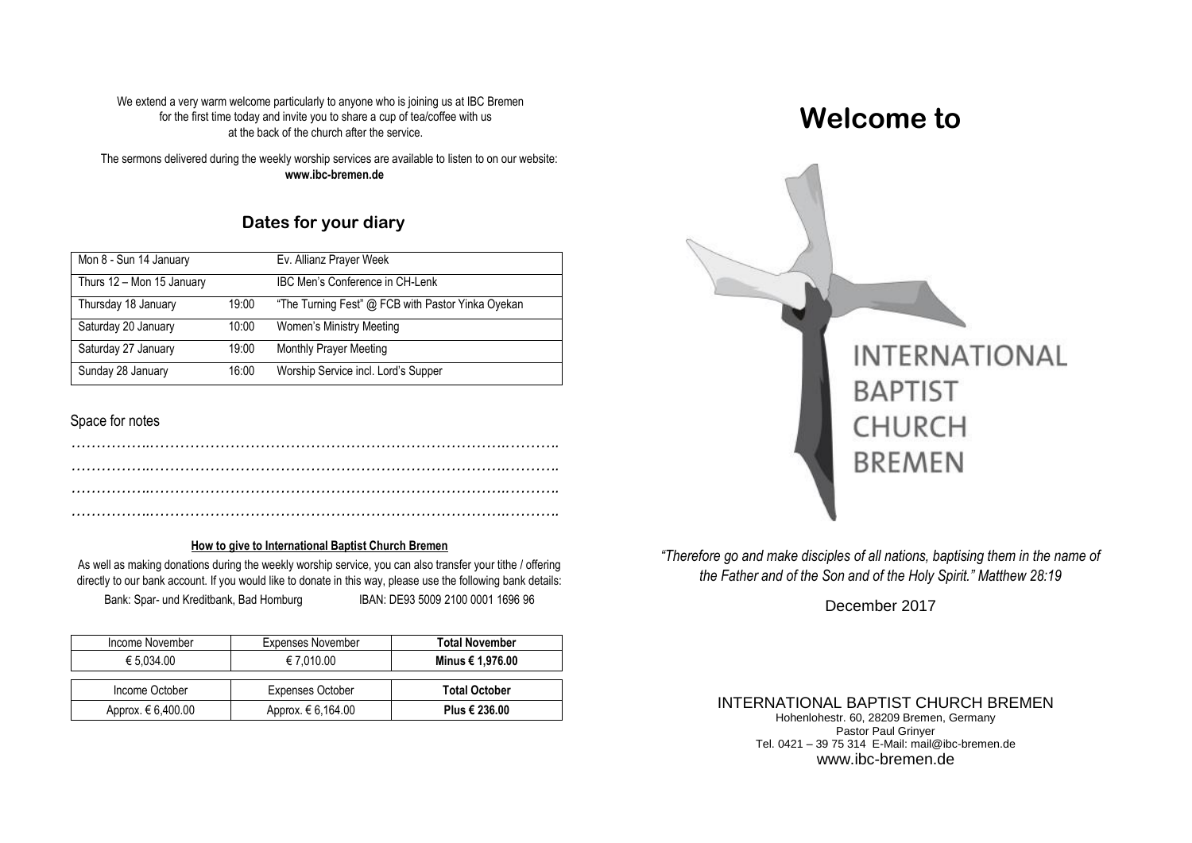We extend a very warm welcome particularly to anyone who is joining us at IBC Bremen for the first time today and invite you to share a cup of tea/coffee with us at the back of the church after the service.

The sermons delivered during the weekly worship services are available to listen to on our website: **www.ibc-bremen.de**

## Dates for your diary

| | | |
|---|---|---|
| Mon 8 - Sun 14 January | | Ev. Allianz Prayer Week |
| Thurs 12 – Mon 15 January | | IBC Men's Conference in CH-Lenk |
| Thursday 18 January | 19:00 | "The Turning Fest" @ FCB with Pastor Yinka Oyekan |
| Saturday 20 January | 10:00 | Women's Ministry Meeting |
| Saturday 27 January | 19:00 | Monthly Prayer Meeting |
| Sunday 28 January | 16:00 | Worship Service incl. Lord's Supper |

Space for notes

…………………………………………………………………………………………

…………………………………………………………………………………………

…………………………………………………………………………………………

…………………………………………………………………………………………

**How to give to International Baptist Church Bremen**

As well as making donations during the weekly worship service, you can also transfer your tithe / offering directly to our bank account. If you would like to donate in this way, please use the following bank details:

Bank: Spar- und Kreditbank, Bad Homburg IBAN: DE93 5009 2100 0001 1696 96

| Income November | Expenses November | **Total November** |
|---|---|---|
| € 5,034.00 | € 7,010.00 | **Minus € 1,976.00** |

| Income October | Expenses October | **Total October** |
|---|---|---|
| Approx. € 6,400.00 | Approx. € 6,164.00 | **Plus € 236.00** |

# Welcome to

INTERNATIONAL BAPTIST CHURCH BREMEN

*"Therefore go and make disciples of all nations, baptising them in the name of the Father and of the Son and of the Holy Spirit." Matthew 28:19*

December 2017

INTERNATIONAL BAPTIST CHURCH BREMEN
Hohenlohestr. 60, 28209 Bremen, Germany
Pastor Paul Grinyer
Tel. 0421 – 39 75 314 E-Mail: mail@ibc-bremen.de
www.ibc-bremen.de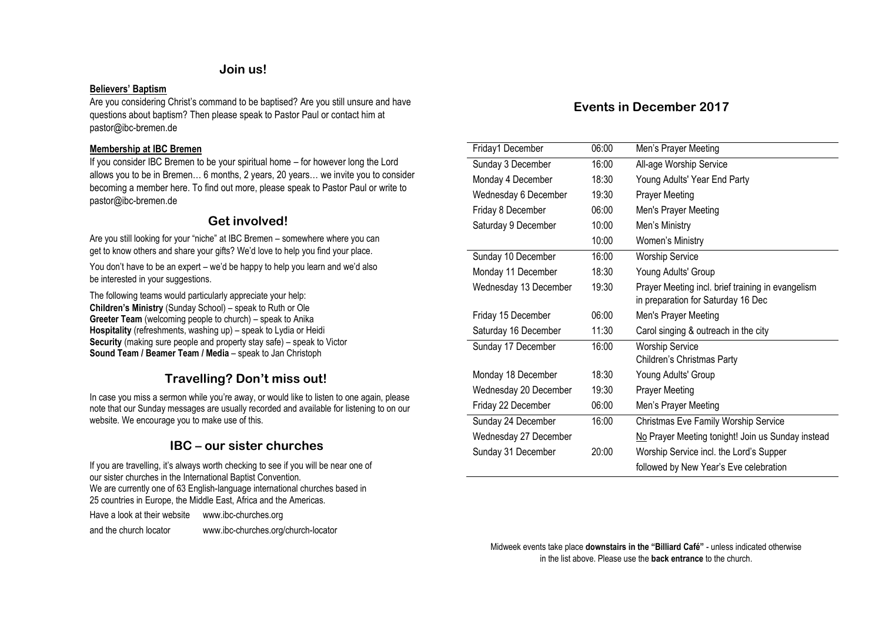## Join us!

**Believers' Baptism**

Are you considering Christ's command to be baptised? Are you still unsure and have questions about baptism? Then please speak to Pastor Paul or contact him at pastor@ibc-bremen.de

**Membership at IBC Bremen**

If you consider IBC Bremen to be your spiritual home – for however long the Lord allows you to be in Bremen… 6 months, 2 years, 20 years… we invite you to consider becoming a member here. To find out more, please speak to Pastor Paul or write to pastor@ibc-bremen.de

## Get involved!

Are you still looking for your "niche" at IBC Bremen – somewhere where you can get to know others and share your gifts? We'd love to help you find your place.

You don't have to be an expert – we'd be happy to help you learn and we'd also be interested in your suggestions.

The following teams would particularly appreciate your help:
**Children's Ministry** (Sunday School) – speak to Ruth or Ole
**Greeter Team** (welcoming people to church) – speak to Anika
**Hospitality** (refreshments, washing up) – speak to Lydia or Heidi
**Security** (making sure people and property stay safe) – speak to Victor
**Sound Team / Beamer Team / Media** – speak to Jan Christoph

## Travelling? Don't miss out!

In case you miss a sermon while you're away, or would like to listen to one again, please note that our Sunday messages are usually recorded and available for listening to on our website. We encourage you to make use of this.

## IBC – our sister churches

If you are travelling, it's always worth checking to see if you will be near one of our sister churches in the International Baptist Convention.
We are currently one of 63 English-language international churches based in 25 countries in Europe, the Middle East, Africa and the Americas.

Have a look at their website www.ibc-churches.org
and the church locator www.ibc-churches.org/church-locator

## Events in December 2017

| | | |
|---|---|---|
| Friday1 December | 06:00 | Men's Prayer Meeting |
| Sunday 3 December | 16:00 | All-age Worship Service |
| Monday 4 December | 18:30 | Young Adults' Year End Party |
| Wednesday 6 December | 19:30 | Prayer Meeting |
| Friday 8 December | 06:00 | Men's Prayer Meeting |
| Saturday 9 December | 10:00 | Men's Ministry |
| | 10:00 | Women's Ministry |
| Sunday 10 December | 16:00 | Worship Service |
| Monday 11 December | 18:30 | Young Adults' Group |
| Wednesday 13 December | 19:30 | Prayer Meeting incl. brief training in evangelism in preparation for Saturday 16 Dec |
| Friday 15 December | 06:00 | Men's Prayer Meeting |
| Saturday 16 December | 11:30 | Carol singing & outreach in the city |
| Sunday 17 December | 16:00 | Worship Service<br>Children's Christmas Party |
| Monday 18 December | 18:30 | Young Adults' Group |
| Wednesday 20 December | 19:30 | Prayer Meeting |
| Friday 22 December | 06:00 | Men's Prayer Meeting |
| Sunday 24 December | 16:00 | Christmas Eve Family Worship Service |
| Wednesday 27 December | | No Prayer Meeting tonight! Join us Sunday instead |
| Sunday 31 December | 20:00 | Worship Service incl. the Lord's Supper<br>followed by New Year's Eve celebration |

Midweek events take place **downstairs in the "Billiard Café"** - unless indicated otherwise in the list above. Please use the **back entrance** to the church.